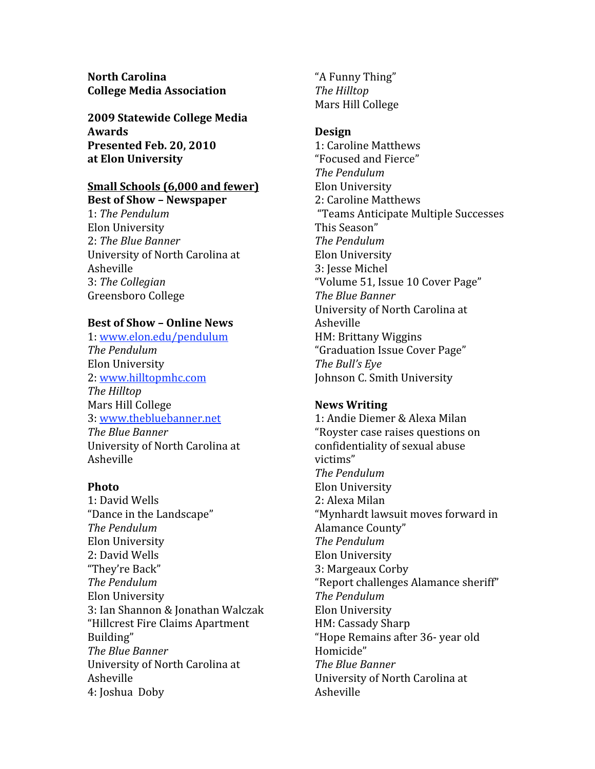**North Carolina**
**College Media Association**

**2009 Statewide College Media Awards**
**Presented Feb. 20, 2010**
**at Elon University**

## Small Schools (6,000 and fewer)

### Best of Show – Newspaper

1: *The Pendulum*
Elon University
2: *The Blue Banner*
University of North Carolina at Asheville
3: *The Collegian*
Greensboro College

### Best of Show – Online News

1: www.elon.edu/pendulum
*The Pendulum*
Elon University
2: www.hilltopmhc.com
*The Hilltop*
Mars Hill College
3: www.thebluebanner.net
*The Blue Banner*
University of North Carolina at Asheville

### Photo

1: David Wells
"Dance in the Landscape"
*The Pendulum*
Elon University
2: David Wells
"They're Back"
*The Pendulum*
Elon University
3: Ian Shannon & Jonathan Walczak
"Hillcrest Fire Claims Apartment Building"
*The Blue Banner*
University of North Carolina at Asheville
4: Joshua Doby
"A Funny Thing"
*The Hilltop*
Mars Hill College

### Design

1: Caroline Matthews
"Focused and Fierce"
*The Pendulum*
Elon University
2: Caroline Matthews
"Teams Anticipate Multiple Successes This Season"
*The Pendulum*
Elon University
3: Jesse Michel
"Volume 51, Issue 10 Cover Page"
*The Blue Banner*
University of North Carolina at Asheville
HM: Brittany Wiggins
"Graduation Issue Cover Page"
*The Bull's Eye*
Johnson C. Smith University

### News Writing

1: Andie Diemer & Alexa Milan
"Royster case raises questions on confidentiality of sexual abuse victims"
*The Pendulum*
Elon University
2: Alexa Milan
"Mynhardt lawsuit moves forward in Alamance County"
*The Pendulum*
Elon University
3: Margeaux Corby
"Report challenges Alamance sheriff"
*The Pendulum*
Elon University
HM: Cassady Sharp
"Hope Remains after 36- year old Homicide"
*The Blue Banner*
University of North Carolina at Asheville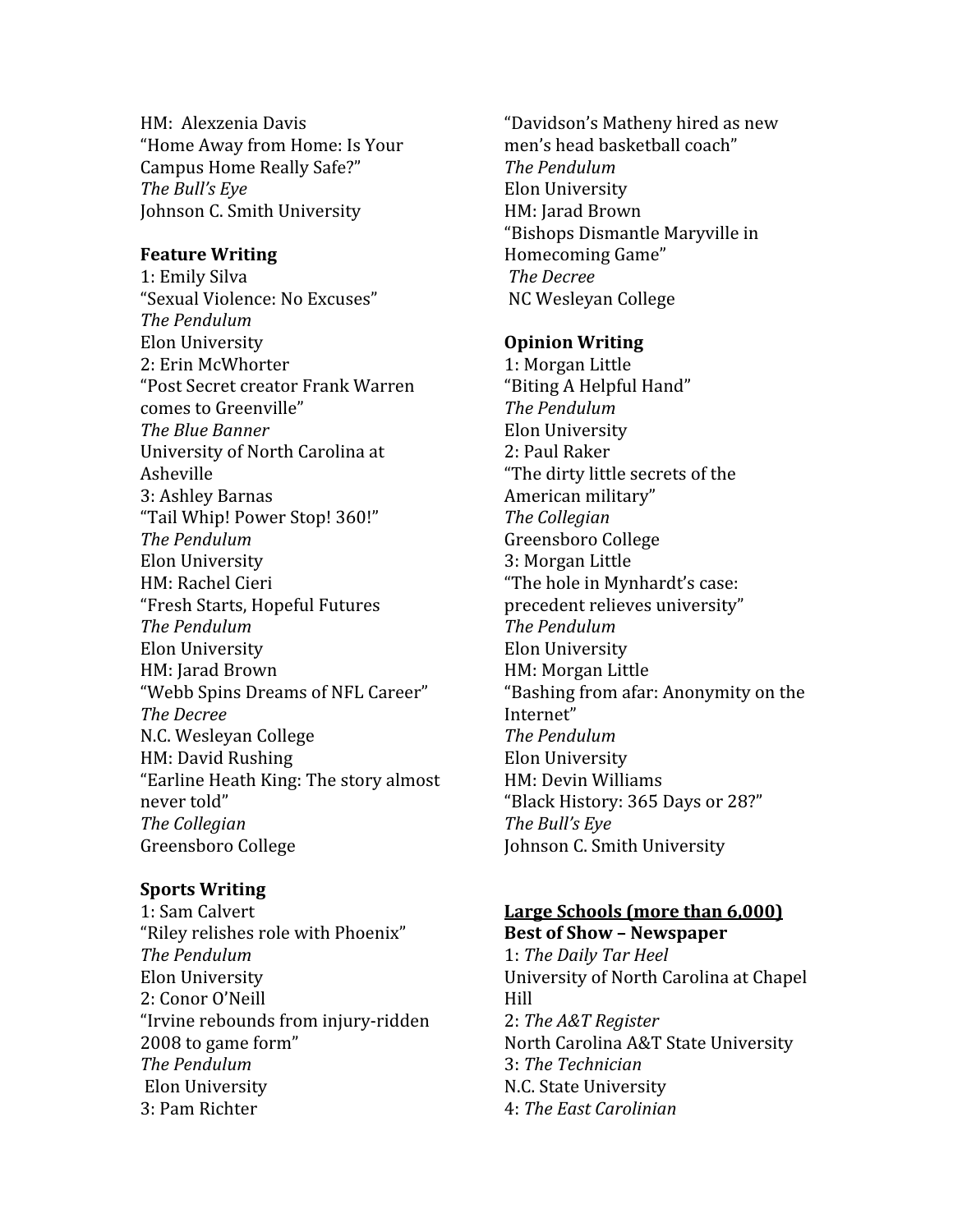HM: Alexzenia Davis
"Home Away from Home: Is Your Campus Home Really Safe?"
*The Bull's Eye*
Johnson C. Smith University

**Feature Writing**

1: Emily Silva
"Sexual Violence: No Excuses"
*The Pendulum*
Elon University

2: Erin McWhorter
"Post Secret creator Frank Warren comes to Greenville"
*The Blue Banner*
University of North Carolina at Asheville

3: Ashley Barnas
"Tail Whip! Power Stop! 360!"
*The Pendulum*
Elon University

HM: Rachel Cieri
"Fresh Starts, Hopeful Futures
*The Pendulum*
Elon University

HM: Jarad Brown
"Webb Spins Dreams of NFL Career"
*The Decree*
N.C. Wesleyan College

HM: David Rushing
"Earline Heath King: The story almost never told"
*The Collegian*
Greensboro College

**Sports Writing**

1: Sam Calvert
"Riley relishes role with Phoenix"
*The Pendulum*
Elon University

2: Conor O'Neill
"Irvine rebounds from injury-ridden 2008 to game form"
*The Pendulum*
Elon University

3: Pam Richter
"Davidson's Matheny hired as new men's head basketball coach"
*The Pendulum*
Elon University

HM: Jarad Brown
"Bishops Dismantle Maryville in Homecoming Game"
*The Decree*
NC Wesleyan College

**Opinion Writing**

1: Morgan Little
"Biting A Helpful Hand"
*The Pendulum*
Elon University

2: Paul Raker
"The dirty little secrets of the American military"
*The Collegian*
Greensboro College

3: Morgan Little
"The hole in Mynhardt's case: precedent relieves university"
*The Pendulum*
Elon University

HM: Morgan Little
"Bashing from afar: Anonymity on the Internet"
*The Pendulum*
Elon University

HM: Devin Williams
"Black History: 365 Days or 28?"
*The Bull's Eye*
Johnson C. Smith University

**<u>Large Schools (more than 6,000)</u>**

**Best of Show – Newspaper**

1: *The Daily Tar Heel*
University of North Carolina at Chapel Hill

2: *The A&T Register*
North Carolina A&T State University

3: *The Technician*
N.C. State University

4: *The East Carolinian*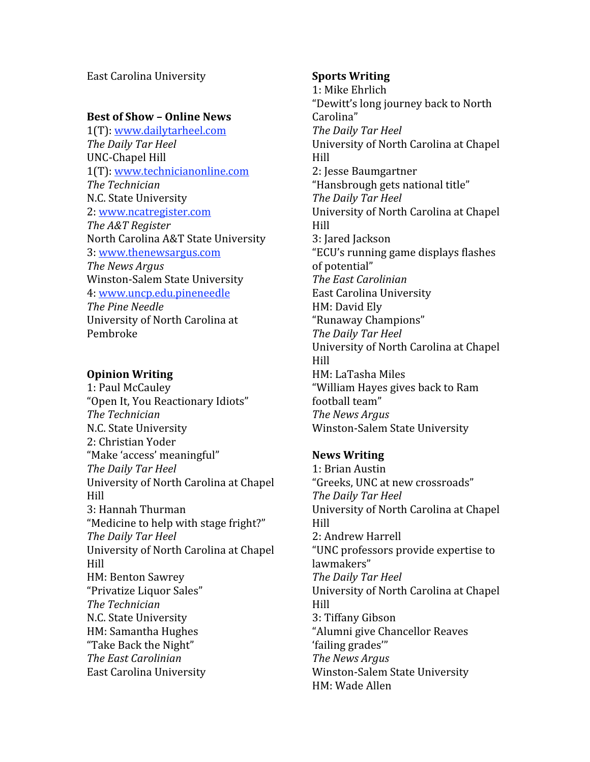East Carolina University

**Best of Show – Online News**
1(T): [www.dailytarheel.com](http://www.dailytarheel.com)
*The Daily Tar Heel*
UNC-Chapel Hill
1(T): [www.technicianonline.com](http://www.technicianonline.com)
*The Technician*
N.C. State University
2: [www.ncatregister.com](http://www.ncatregister.com)
*The A&T Register*
North Carolina A&T State University
3: [www.thenewsargus.com](http://www.thenewsargus.com)
*The News Argus*
Winston-Salem State University
4: [www.uncp.edu.pineneedle](http://www.uncp.edu.pineneedle)
*The Pine Needle*
University of North Carolina at Pembroke

**Opinion Writing**
1: Paul McCauley
"Open It, You Reactionary Idiots"
*The Technician*
N.C. State University
2: Christian Yoder
"Make 'access' meaningful"
*The Daily Tar Heel*
University of North Carolina at Chapel Hill
3: Hannah Thurman
"Medicine to help with stage fright?"
*The Daily Tar Heel*
University of North Carolina at Chapel Hill
HM: Benton Sawrey
"Privatize Liquor Sales"
*The Technician*
N.C. State University
HM: Samantha Hughes
"Take Back the Night"
*The East Carolinian*
East Carolina University

**Sports Writing**
1: Mike Ehrlich
"Dewitt's long journey back to North Carolina"
*The Daily Tar Heel*
University of North Carolina at Chapel Hill
2: Jesse Baumgartner
"Hansbrough gets national title"
*The Daily Tar Heel*
University of North Carolina at Chapel Hill
3: Jared Jackson
"ECU's running game displays flashes of potential"
*The East Carolinian*
East Carolina University
HM: David Ely
"Runaway Champions"
*The Daily Tar Heel*
University of North Carolina at Chapel Hill
HM: LaTasha Miles
"William Hayes gives back to Ram football team"
*The News Argus*
Winston-Salem State University

**News Writing**
1: Brian Austin
"Greeks, UNC at new crossroads"
*The Daily Tar Heel*
University of North Carolina at Chapel Hill
2: Andrew Harrell
"UNC professors provide expertise to lawmakers"
*The Daily Tar Heel*
University of North Carolina at Chapel Hill
3: Tiffany Gibson
"Alumni give Chancellor Reaves 'failing grades'"
*The News Argus*
Winston-Salem State University
HM: Wade Allen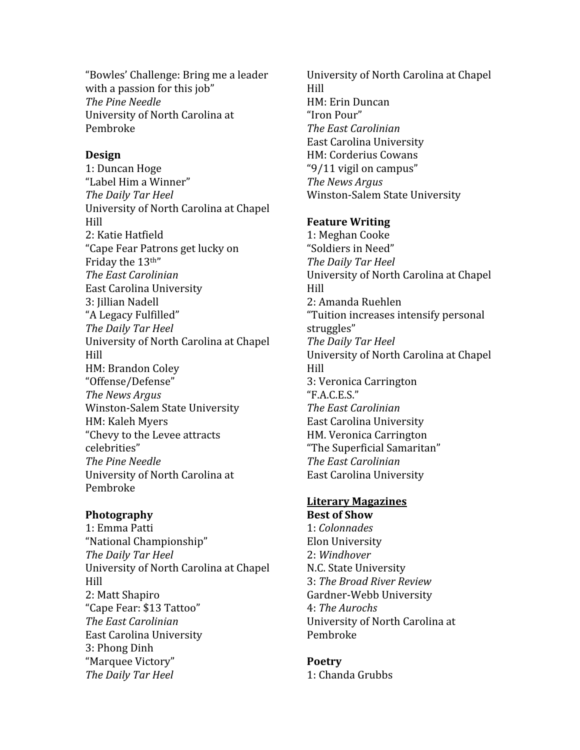"Bowles' Challenge: Bring me a leader with a passion for this job"
*The Pine Needle*
University of North Carolina at Pembroke

**Design**
1: Duncan Hoge
"Label Him a Winner"
*The Daily Tar Heel*
University of North Carolina at Chapel Hill
2: Katie Hatfield
"Cape Fear Patrons get lucky on Friday the 13th"
*The East Carolinian*
East Carolina University
3: Jillian Nadell
"A Legacy Fulfilled"
*The Daily Tar Heel*
University of North Carolina at Chapel Hill
HM: Brandon Coley
"Offense/Defense"
*The News Argus*
Winston-Salem State University
HM: Kaleh Myers
"Chevy to the Levee attracts celebrities"
*The Pine Needle*
University of North Carolina at Pembroke

**Photography**
1: Emma Patti
"National Championship"
*The Daily Tar Heel*
University of North Carolina at Chapel Hill
2: Matt Shapiro
"Cape Fear: $13 Tattoo"
*The East Carolinian*
East Carolina University
3: Phong Dinh
"Marquee Victory"
*The Daily Tar Heel*
University of North Carolina at Chapel Hill
HM: Erin Duncan
"Iron Pour"
*The East Carolinian*
East Carolina University
HM: Corderius Cowans
"9/11 vigil on campus"
*The News Argus*
Winston-Salem State University

**Feature Writing**
1: Meghan Cooke
"Soldiers in Need"
*The Daily Tar Heel*
University of North Carolina at Chapel Hill
2: Amanda Ruehlen
"Tuition increases intensify personal struggles"
*The Daily Tar Heel*
University of North Carolina at Chapel Hill
3: Veronica Carrington
"F.A.C.E.S."
*The East Carolinian*
East Carolina University
HM. Veronica Carrington
"The Superficial Samaritan"
*The East Carolinian*
East Carolina University

**Literary Magazines**

**Best of Show**
1: *Colonnades*
Elon University
2: *Windhover*
N.C. State University
3: *The Broad River Review*
Gardner-Webb University
4: *The Aurochs*
University of North Carolina at Pembroke

**Poetry**
1: Chanda Grubbs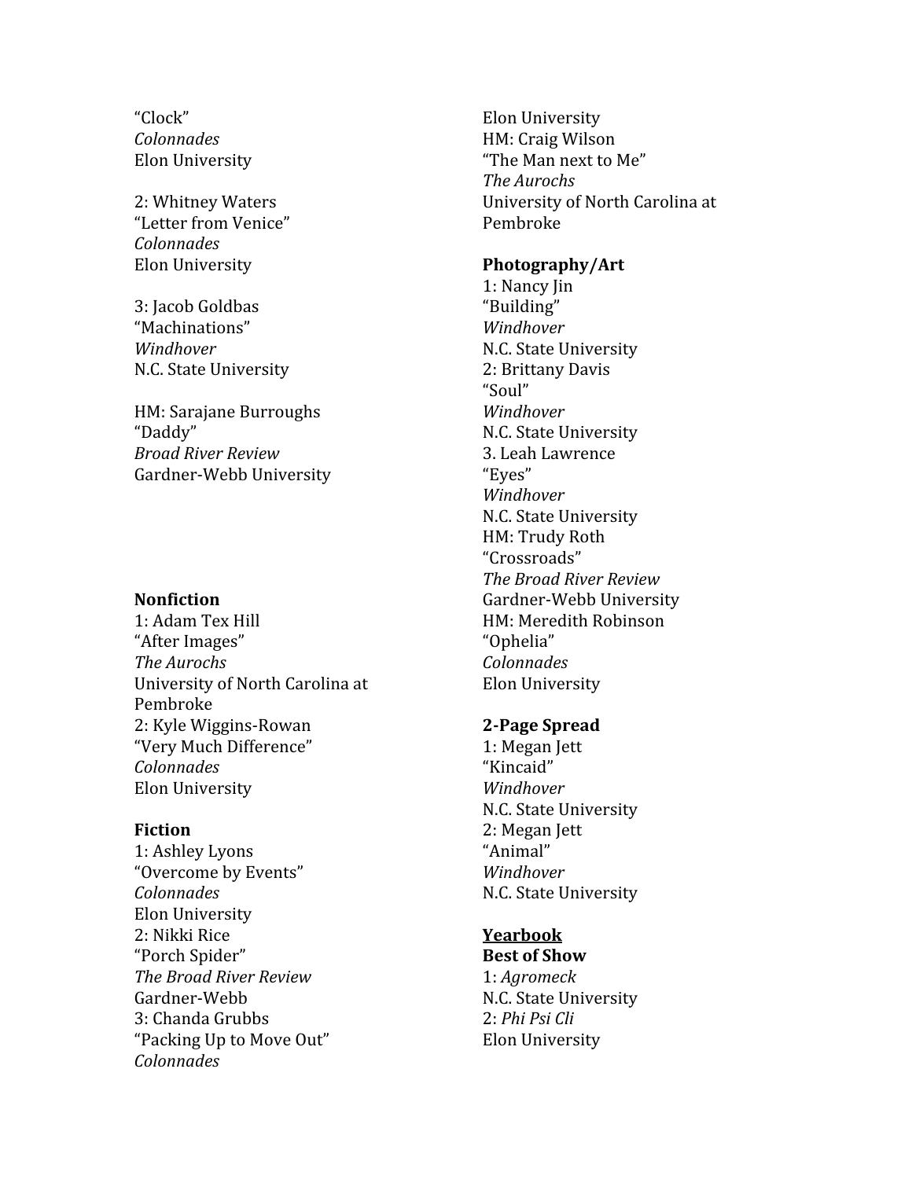"Clock"
*Colonnades*
Elon University

2: Whitney Waters
"Letter from Venice"
*Colonnades*
Elon University

3: Jacob Goldbas
"Machinations"
*Windhover*
N.C. State University

HM: Sarajane Burroughs
"Daddy"
*Broad River Review*
Gardner-Webb University

**Nonfiction**
1: Adam Tex Hill
"After Images"
*The Aurochs*
University of North Carolina at Pembroke
2: Kyle Wiggins-Rowan
"Very Much Difference"
*Colonnades*
Elon University

**Fiction**
1: Ashley Lyons
"Overcome by Events"
*Colonnades*
Elon University
2: Nikki Rice
"Porch Spider"
*The Broad River Review*
Gardner-Webb
3: Chanda Grubbs
"Packing Up to Move Out"
*Colonnades*
Elon University
HM: Craig Wilson
"The Man next to Me"
*The Aurochs*
University of North Carolina at Pembroke

**Photography/Art**
1: Nancy Jin
"Building"
*Windhover*
N.C. State University
2: Brittany Davis
"Soul"
*Windhover*
N.C. State University
3. Leah Lawrence
"Eyes"
*Windhover*
N.C. State University
HM: Trudy Roth
"Crossroads"
*The Broad River Review*
Gardner-Webb University
HM: Meredith Robinson
"Ophelia"
*Colonnades*
Elon University

**2-Page Spread**
1: Megan Jett
"Kincaid"
*Windhover*
N.C. State University
2: Megan Jett
"Animal"
*Windhover*
N.C. State University

**<u>Yearbook</u>**
**Best of Show**
1: *Agromeck*
N.C. State University
2: *Phi Psi Cli*
Elon University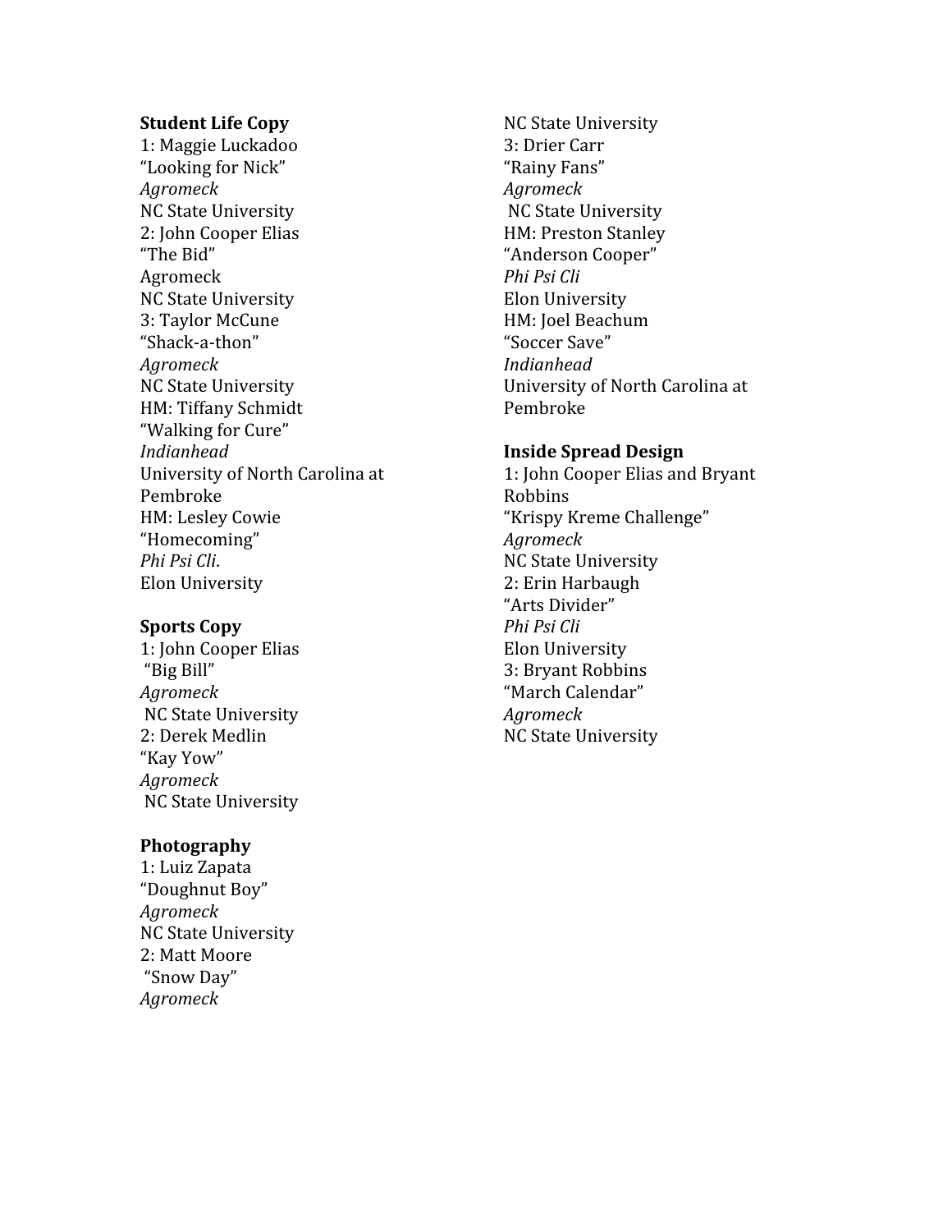**Student Life Copy**

1: Maggie Luckadoo
"Looking for Nick"
*Agromeck*
NC State University

2: John Cooper Elias
"The Bid"
Agromeck
NC State University

3: Taylor McCune
"Shack-a-thon"
*Agromeck*
NC State University

HM: Tiffany Schmidt
"Walking for Cure"
*Indianhead*
University of North Carolina at Pembroke

HM: Lesley Cowie
"Homecoming"
*Phi Psi Cli*.
Elon University

**Sports Copy**

1: John Cooper Elias
"Big Bill"
*Agromeck*
NC State University

2: Derek Medlin
"Kay Yow"
*Agromeck*
NC State University

**Photography**

1: Luiz Zapata
"Doughnut Boy"
*Agromeck*
NC State University

2: Matt Moore
"Snow Day"
*Agromeck*
NC State University

3: Drier Carr
"Rainy Fans"
*Agromeck*
NC State University

HM: Preston Stanley
"Anderson Cooper"
*Phi Psi Cli*
Elon University

HM: Joel Beachum
"Soccer Save"
*Indianhead*
University of North Carolina at Pembroke

**Inside Spread Design**

1: John Cooper Elias and Bryant Robbins
"Krispy Kreme Challenge"
*Agromeck*
NC State University

2: Erin Harbaugh
"Arts Divider"
*Phi Psi Cli*
Elon University

3: Bryant Robbins
"March Calendar"
*Agromeck*
NC State University